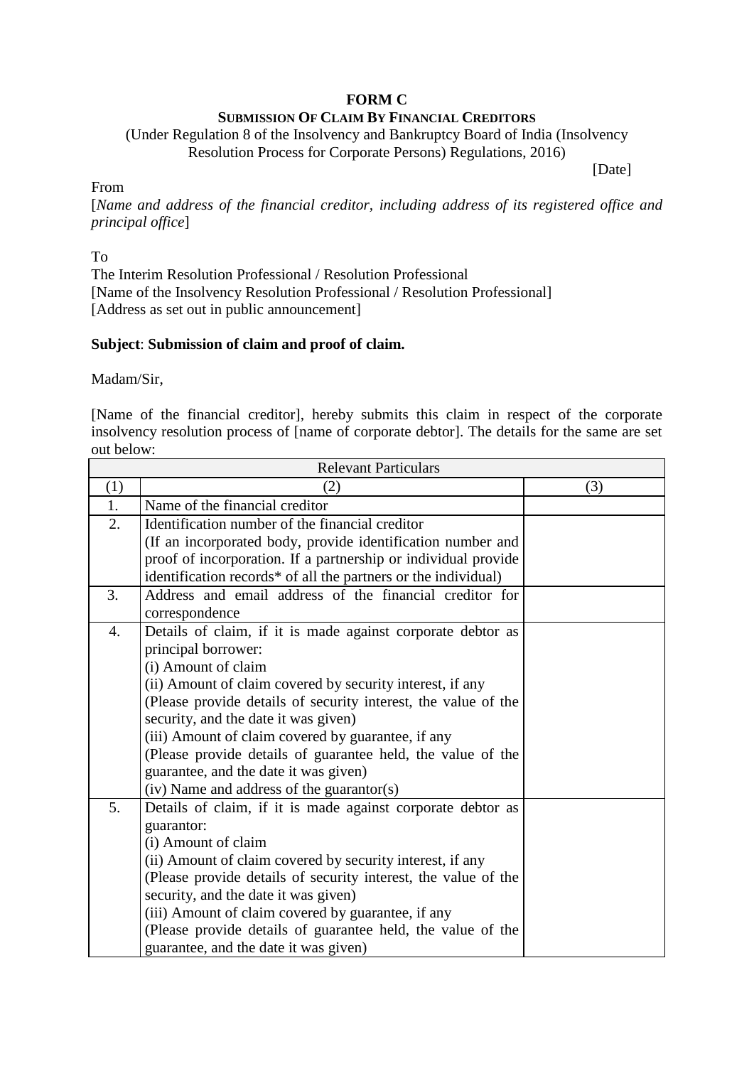# FORM C

## SUBMISSION OF CLAIM BY FINANCIAL CREDITORS

(Under Regulation 8 of the Insolvency and Bankruptcy Board of India (Insolvency Resolution Process for Corporate Persons) Regulations, 2016)

[Date]

From

[*Name and address of the financial creditor, including address of its registered office and principal office*]

To

The Interim Resolution Professional / Resolution Professional
[Name of the Insolvency Resolution Professional / Resolution Professional]
[Address as set out in public announcement]

**Subject**: **Submission of claim and proof of claim.**

Madam/Sir,

[Name of the financial creditor], hereby submits this claim in respect of the corporate insolvency resolution process of [name of corporate debtor]. The details for the same are set out below:

| Relevant Particulars | | |
|---|---|---|
| (1) | (2) | (3) |
| 1. | Name of the financial creditor | |
| 2. | Identification number of the financial creditor<br>(If an incorporated body, provide identification number and proof of incorporation. If a partnership or individual provide identification records* of all the partners or the individual) | |
| 3. | Address and email address of the financial creditor for correspondence | |
| 4. | Details of claim, if it is made against corporate debtor as principal borrower:<br>(i) Amount of claim<br>(ii) Amount of claim covered by security interest, if any<br>(Please provide details of security interest, the value of the security, and the date it was given)<br>(iii) Amount of claim covered by guarantee, if any<br>(Please provide details of guarantee held, the value of the guarantee, and the date it was given)<br>(iv) Name and address of the guarantor(s) | |
| 5. | Details of claim, if it is made against corporate debtor as guarantor:<br>(i) Amount of claim<br>(ii) Amount of claim covered by security interest, if any<br>(Please provide details of security interest, the value of the security, and the date it was given)<br>(iii) Amount of claim covered by guarantee, if any<br>(Please provide details of guarantee held, the value of the guarantee, and the date it was given) | |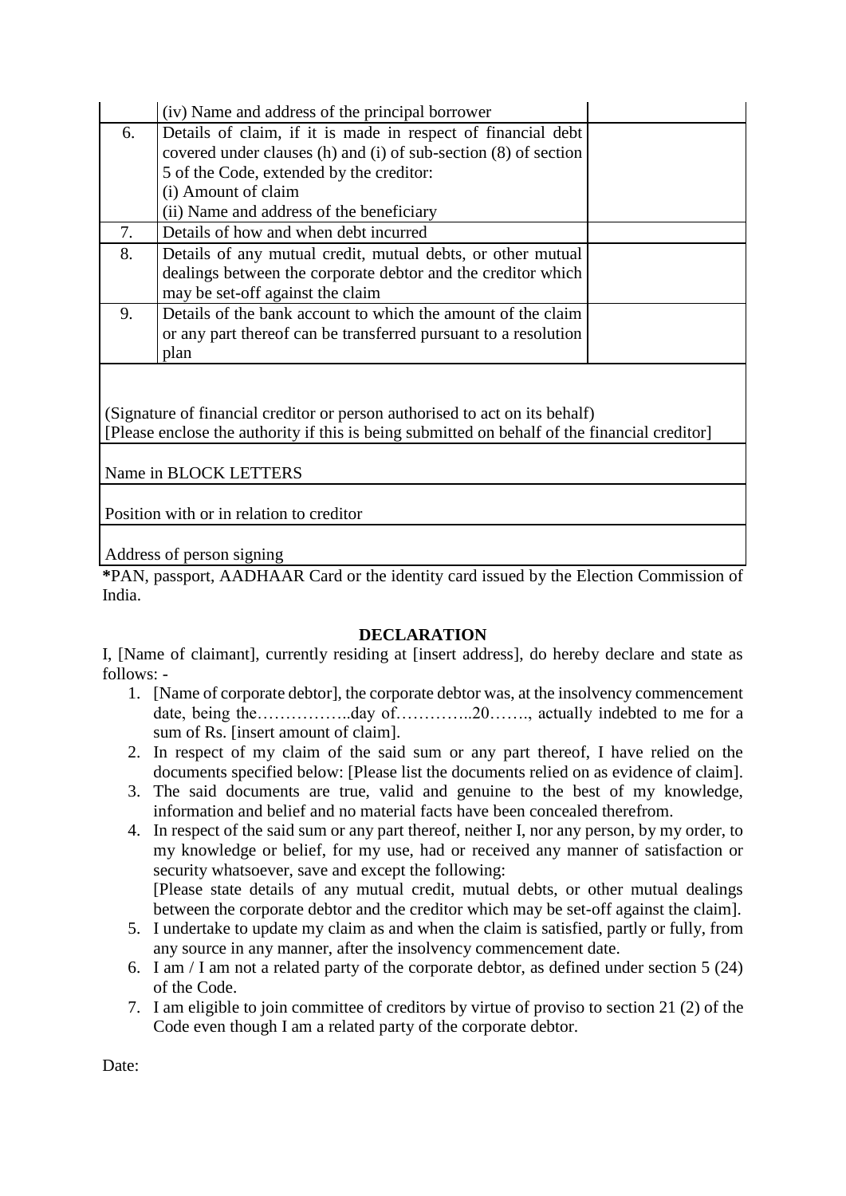|  |  |  |
|---|---|---|
|  | (iv) Name and address of the principal borrower |  |
| 6. | Details of claim, if it is made in respect of financial debt covered under clauses (h) and (i) of sub-section (8) of section 5 of the Code, extended by the creditor:<br>(i) Amount of claim<br>(ii) Name and address of the beneficiary |  |
| 7. | Details of how and when debt incurred |  |
| 8. | Details of any mutual credit, mutual debts, or other mutual dealings between the corporate debtor and the creditor which may be set-off against the claim |  |
| 9. | Details of the bank account to which the amount of the claim or any part thereof can be transferred pursuant to a resolution plan |  |

|  |
|---|
| (Signature of financial creditor or person authorised to act on its behalf)<br>[Please enclose the authority if this is being submitted on behalf of the financial creditor] |
| Name in BLOCK LETTERS |
| Position with or in relation to creditor |
| Address of person signing |

***PAN, passport, AADHAAR Card or the identity card issued by the Election Commission of India.**

## DECLARATION

I, [Name of claimant], currently residing at [insert address], do hereby declare and state as follows: -

1. [Name of corporate debtor], the corporate debtor was, at the insolvency commencement date, being the……………..day of…………..20……., actually indebted to me for a sum of Rs. [insert amount of claim].
2. In respect of my claim of the said sum or any part thereof, I have relied on the documents specified below: [Please list the documents relied on as evidence of claim].
3. The said documents are true, valid and genuine to the best of my knowledge, information and belief and no material facts have been concealed therefrom.
4. In respect of the said sum or any part thereof, neither I, nor any person, by my order, to my knowledge or belief, for my use, had or received any manner of satisfaction or security whatsoever, save and except the following:
   [Please state details of any mutual credit, mutual debts, or other mutual dealings between the corporate debtor and the creditor which may be set-off against the claim].
5. I undertake to update my claim as and when the claim is satisfied, partly or fully, from any source in any manner, after the insolvency commencement date.
6. I am / I am not a related party of the corporate debtor, as defined under section 5 (24) of the Code.
7. I am eligible to join committee of creditors by virtue of proviso to section 21 (2) of the Code even though I am a related party of the corporate debtor.

Date: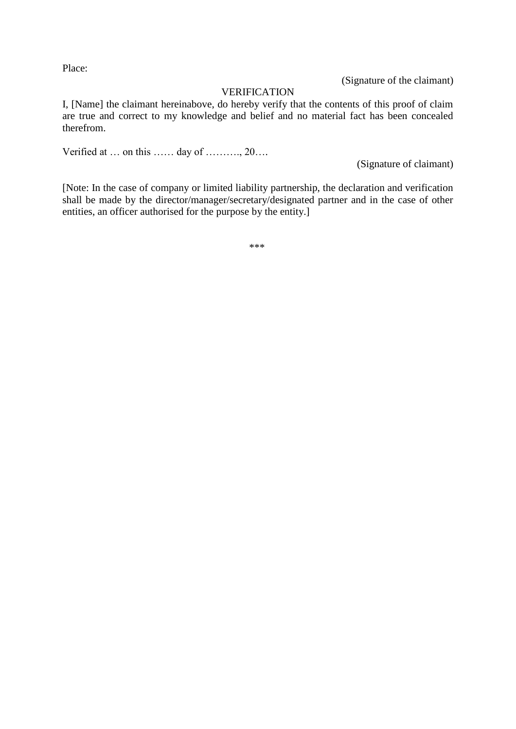Place:

(Signature of the claimant)

VERIFICATION

I, [Name] the claimant hereinabove, do hereby verify that the contents of this proof of claim are true and correct to my knowledge and belief and no material fact has been concealed therefrom.

Verified at … on this …… day of ………., 20….

(Signature of claimant)

[Note: In the case of company or limited liability partnership, the declaration and verification shall be made by the director/manager/secretary/designated partner and in the case of other entities, an officer authorised for the purpose by the entity.]

***